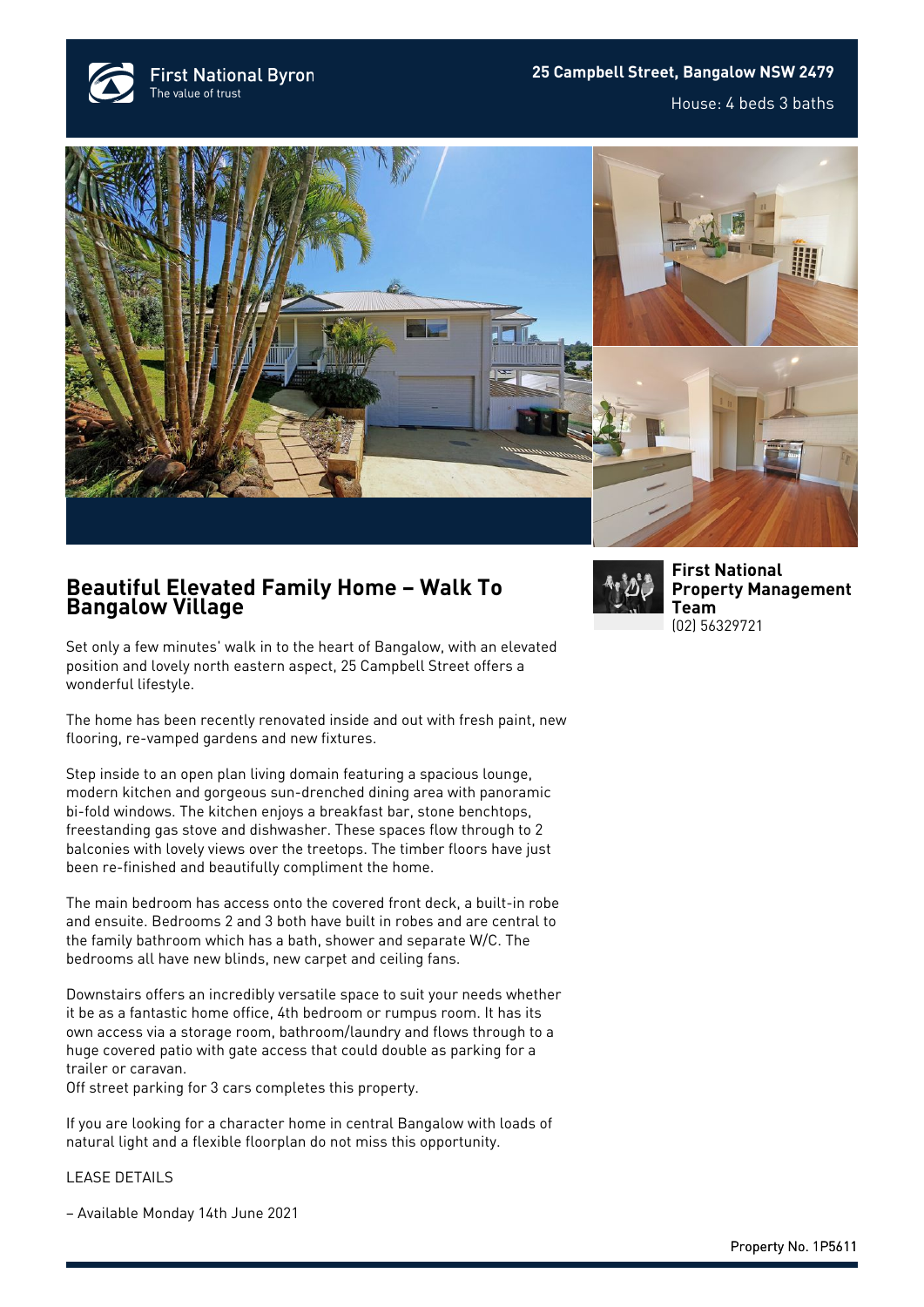First National Byron
The value of trust

**25 Campbell Street, Bangalow NSW 2479**

House: 4 beds 3 baths

# Beautiful Elevated Family Home – Walk To Bangalow Village

**First National Property Management Team**
(02) 56329721

Set only a few minutes' walk in to the heart of Bangalow, with an elevated position and lovely north eastern aspect, 25 Campbell Street offers a wonderful lifestyle.

The home has been recently renovated inside and out with fresh paint, new flooring, re-vamped gardens and new fixtures.

Step inside to an open plan living domain featuring a spacious lounge, modern kitchen and gorgeous sun-drenched dining area with panoramic bi-fold windows. The kitchen enjoys a breakfast bar, stone benchtops, freestanding gas stove and dishwasher. These spaces flow through to 2 balconies with lovely views over the treetops. The timber floors have just been re-finished and beautifully compliment the home.

The main bedroom has access onto the covered front deck, a built-in robe and ensuite. Bedrooms 2 and 3 both have built in robes and are central to the family bathroom which has a bath, shower and separate W/C. The bedrooms all have new blinds, new carpet and ceiling fans.

Downstairs offers an incredibly versatile space to suit your needs whether it be as a fantastic home office, 4th bedroom or rumpus room. It has its own access via a storage room, bathroom/laundry and flows through to a huge covered patio with gate access that could double as parking for a trailer or caravan.
Off street parking for 3 cars completes this property.

If you are looking for a character home in central Bangalow with loads of natural light and a flexible floorplan do not miss this opportunity.

LEASE DETAILS

– Available Monday 14th June 2021

Property No. 1P5611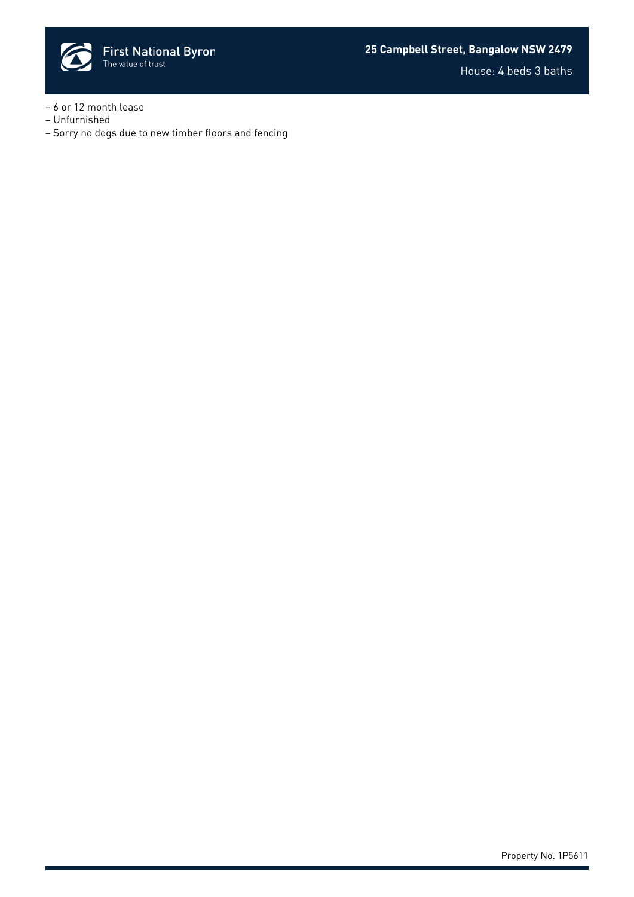– 6 or 12 month lease
– Unfurnished
– Sorry no dogs due to new timber floors and fencing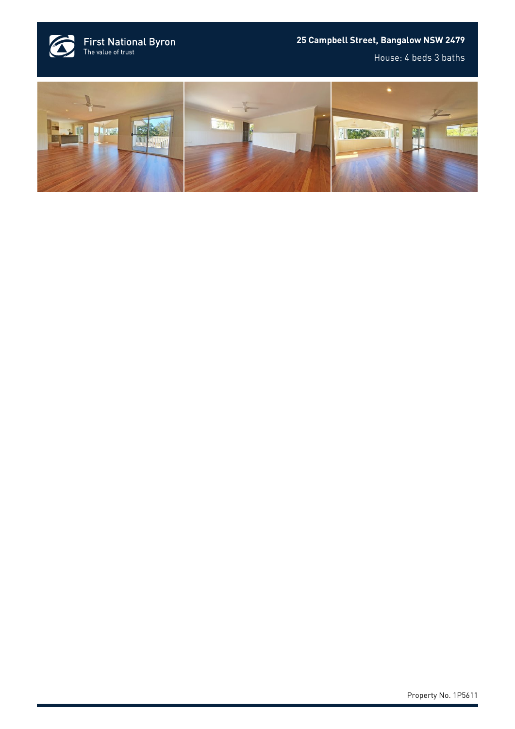First National Byron
The value of trust

**25 Campbell Street, Bangalow NSW 2479**

House: 4 beds 3 baths

Property No. 1P5611